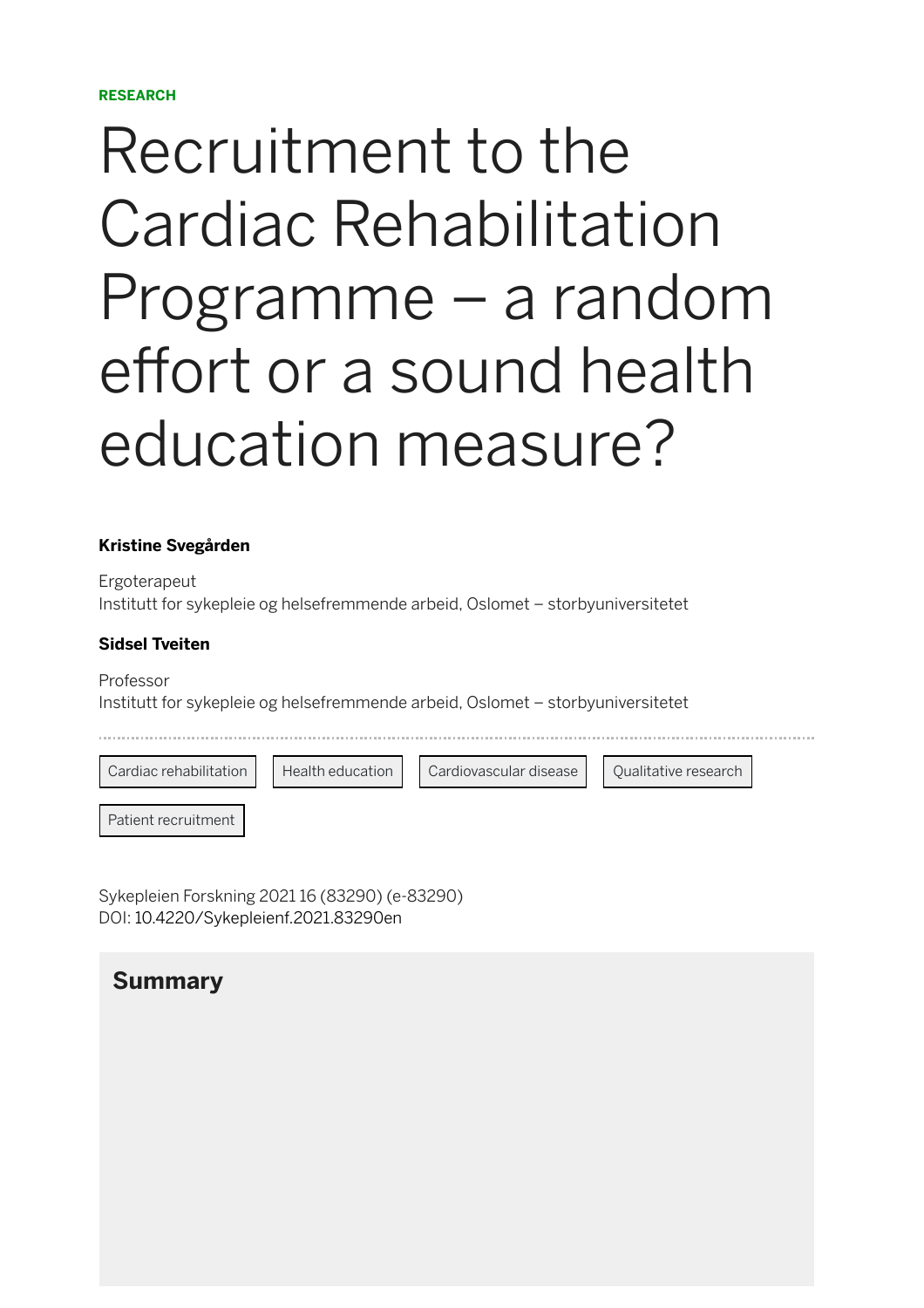RESEARCH

# Recruitment to the Cardiac Rehabilitation Programme – a random effort or a sound health education measure?

**Kristine Svegården**

Ergoterapeut
Institutt for sykepleie og helsefremmende arbeid, Oslomet – storbyuniversitetet

**Sidsel Tveiten**

Professor
Institutt for sykepleie og helsefremmende arbeid, Oslomet – storbyuniversitetet

Cardiac rehabilitation | Health education | Cardiovascular disease | Qualitative research | Patient recruitment

Sykepleien Forskning 2021 16 (83290) (e-83290)
DOI: 10.4220/Sykepleienf.2021.83290en

## Summary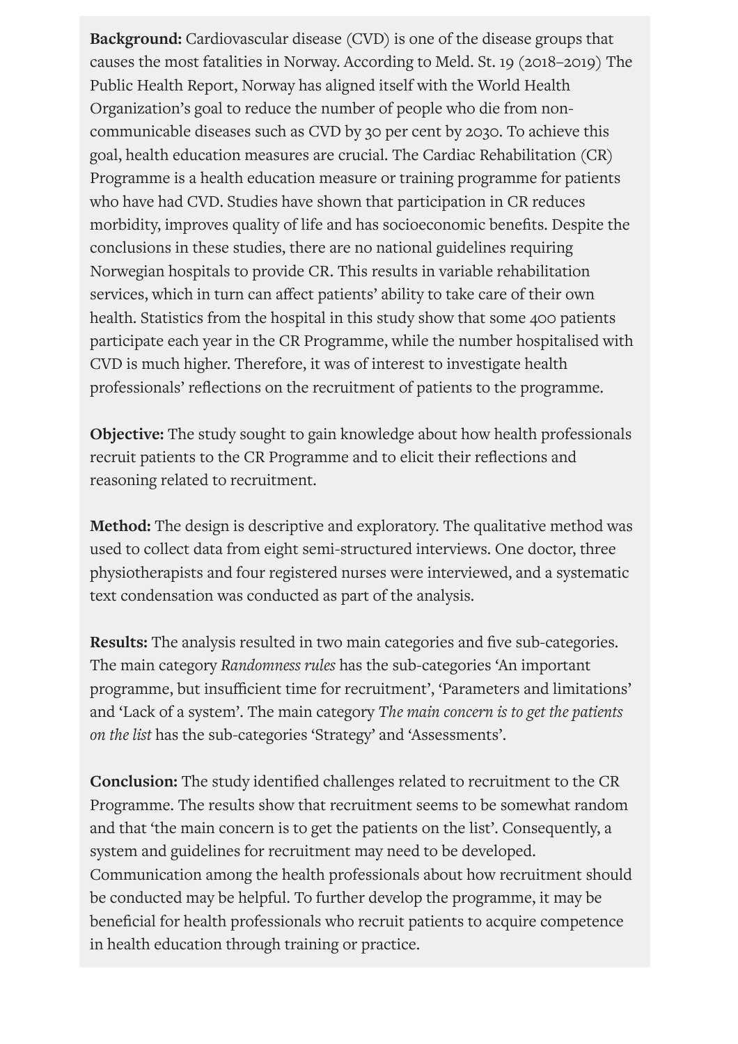**Background:** Cardiovascular disease (CVD) is one of the disease groups that causes the most fatalities in Norway. According to Meld. St. 19 (2018–2019) The Public Health Report, Norway has aligned itself with the World Health Organization's goal to reduce the number of people who die from non-communicable diseases such as CVD by 30 per cent by 2030. To achieve this goal, health education measures are crucial. The Cardiac Rehabilitation (CR) Programme is a health education measure or training programme for patients who have had CVD. Studies have shown that participation in CR reduces morbidity, improves quality of life and has socioeconomic benefits. Despite the conclusions in these studies, there are no national guidelines requiring Norwegian hospitals to provide CR. This results in variable rehabilitation services, which in turn can affect patients' ability to take care of their own health. Statistics from the hospital in this study show that some 400 patients participate each year in the CR Programme, while the number hospitalised with CVD is much higher. Therefore, it was of interest to investigate health professionals' reflections on the recruitment of patients to the programme.

**Objective:** The study sought to gain knowledge about how health professionals recruit patients to the CR Programme and to elicit their reflections and reasoning related to recruitment.

**Method:** The design is descriptive and exploratory. The qualitative method was used to collect data from eight semi-structured interviews. One doctor, three physiotherapists and four registered nurses were interviewed, and a systematic text condensation was conducted as part of the analysis.

**Results:** The analysis resulted in two main categories and five sub-categories. The main category *Randomness rules* has the sub-categories 'An important programme, but insufficient time for recruitment', 'Parameters and limitations' and 'Lack of a system'. The main category *The main concern is to get the patients on the list* has the sub-categories 'Strategy' and 'Assessments'.

**Conclusion:** The study identified challenges related to recruitment to the CR Programme. The results show that recruitment seems to be somewhat random and that 'the main concern is to get the patients on the list'. Consequently, a system and guidelines for recruitment may need to be developed. Communication among the health professionals about how recruitment should be conducted may be helpful. To further develop the programme, it may be beneficial for health professionals who recruit patients to acquire competence in health education through training or practice.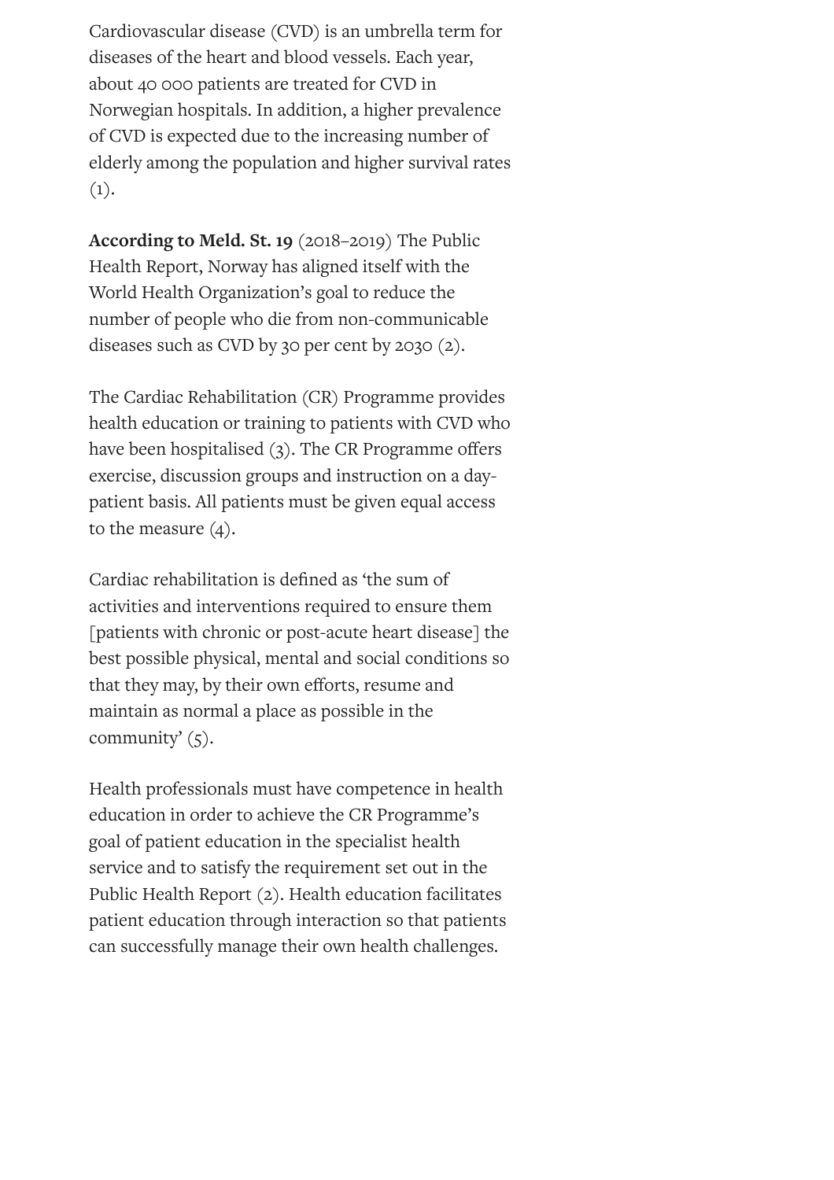Cardiovascular disease (CVD) is an umbrella term for diseases of the heart and blood vessels. Each year, about 40 000 patients are treated for CVD in Norwegian hospitals. In addition, a higher prevalence of CVD is expected due to the increasing number of elderly among the population and higher survival rates (1).

**According to Meld. St. 19** (2018–2019) The Public Health Report, Norway has aligned itself with the World Health Organization's goal to reduce the number of people who die from non-communicable diseases such as CVD by 30 per cent by 2030 (2).

The Cardiac Rehabilitation (CR) Programme provides health education or training to patients with CVD who have been hospitalised (3). The CR Programme offers exercise, discussion groups and instruction on a day-patient basis. All patients must be given equal access to the measure (4).

Cardiac rehabilitation is defined as 'the sum of activities and interventions required to ensure them [patients with chronic or post-acute heart disease] the best possible physical, mental and social conditions so that they may, by their own efforts, resume and maintain as normal a place as possible in the community' (5).

Health professionals must have competence in health education in order to achieve the CR Programme's goal of patient education in the specialist health service and to satisfy the requirement set out in the Public Health Report (2). Health education facilitates patient education through interaction so that patients can successfully manage their own health challenges.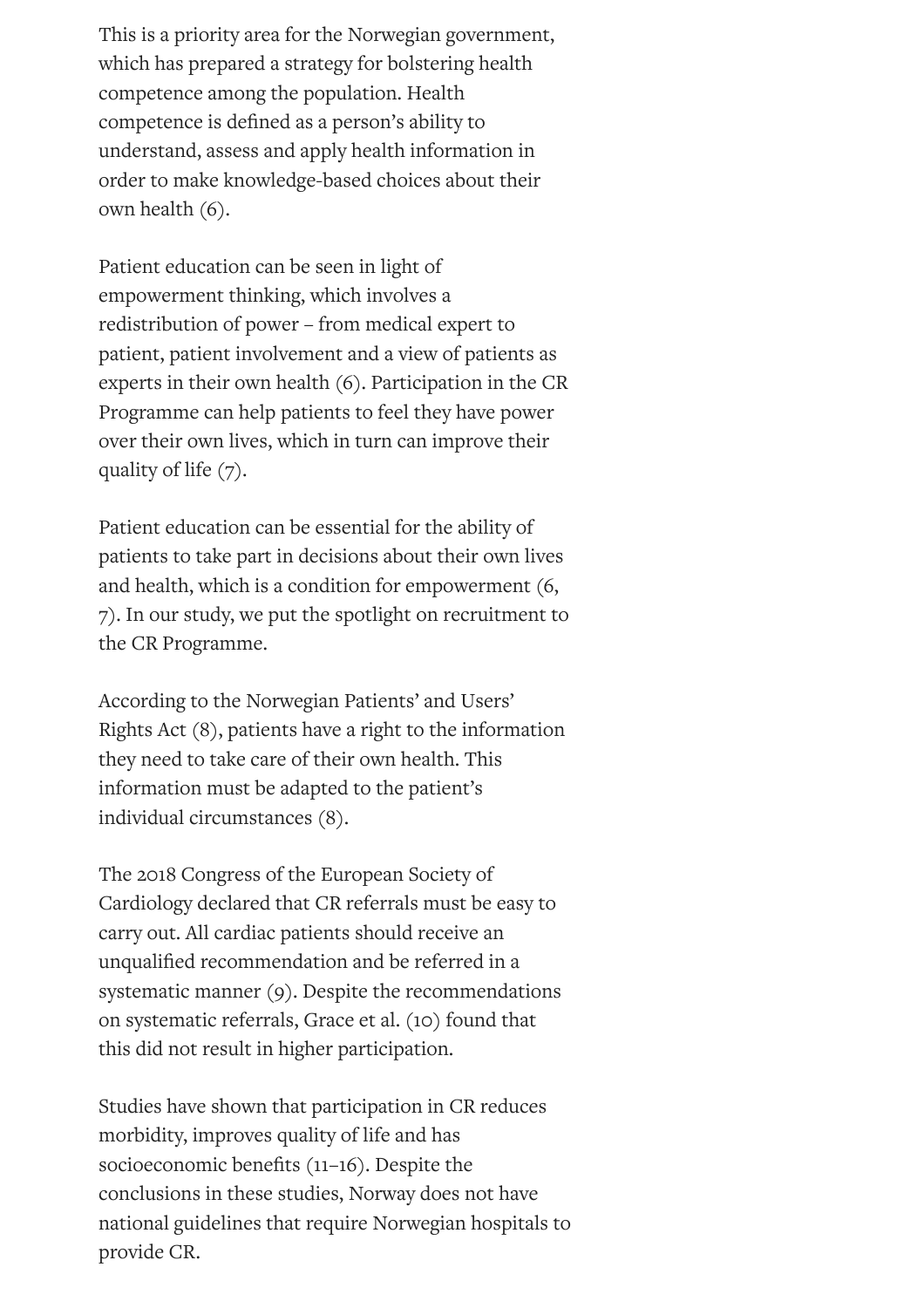This is a priority area for the Norwegian government, which has prepared a strategy for bolstering health competence among the population. Health competence is defined as a person's ability to understand, assess and apply health information in order to make knowledge-based choices about their own health (6).

Patient education can be seen in light of empowerment thinking, which involves a redistribution of power – from medical expert to patient, patient involvement and a view of patients as experts in their own health (6). Participation in the CR Programme can help patients to feel they have power over their own lives, which in turn can improve their quality of life (7).

Patient education can be essential for the ability of patients to take part in decisions about their own lives and health, which is a condition for empowerment (6, 7). In our study, we put the spotlight on recruitment to the CR Programme.

According to the Norwegian Patients' and Users' Rights Act (8), patients have a right to the information they need to take care of their own health. This information must be adapted to the patient's individual circumstances (8).

The 2018 Congress of the European Society of Cardiology declared that CR referrals must be easy to carry out. All cardiac patients should receive an unqualified recommendation and be referred in a systematic manner (9). Despite the recommendations on systematic referrals, Grace et al. (10) found that this did not result in higher participation.

Studies have shown that participation in CR reduces morbidity, improves quality of life and has socioeconomic benefits (11–16). Despite the conclusions in these studies, Norway does not have national guidelines that require Norwegian hospitals to provide CR.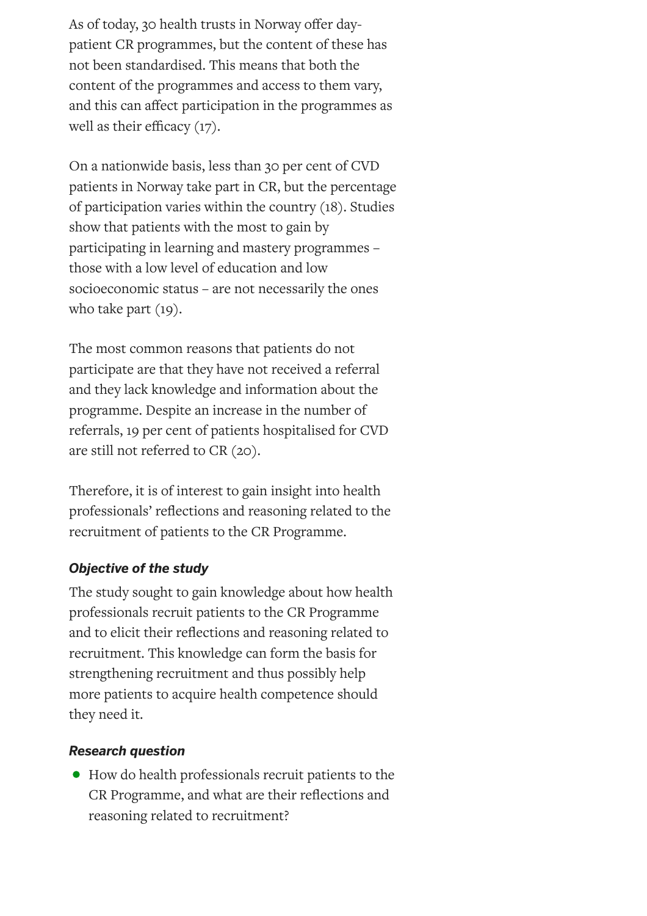As of today, 30 health trusts in Norway offer day-patient CR programmes, but the content of these has not been standardised. This means that both the content of the programmes and access to them vary, and this can affect participation in the programmes as well as their efficacy (17).

On a nationwide basis, less than 30 per cent of CVD patients in Norway take part in CR, but the percentage of participation varies within the country (18). Studies show that patients with the most to gain by participating in learning and mastery programmes – those with a low level of education and low socioeconomic status – are not necessarily the ones who take part (19).

The most common reasons that patients do not participate are that they have not received a referral and they lack knowledge and information about the programme. Despite an increase in the number of referrals, 19 per cent of patients hospitalised for CVD are still not referred to CR (20).

Therefore, it is of interest to gain insight into health professionals' reflections and reasoning related to the recruitment of patients to the CR Programme.

#### ***Objective of the study***

The study sought to gain knowledge about how health professionals recruit patients to the CR Programme and to elicit their reflections and reasoning related to recruitment. This knowledge can form the basis for strengthening recruitment and thus possibly help more patients to acquire health competence should they need it.

#### ***Research question***

- How do health professionals recruit patients to the CR Programme, and what are their reflections and reasoning related to recruitment?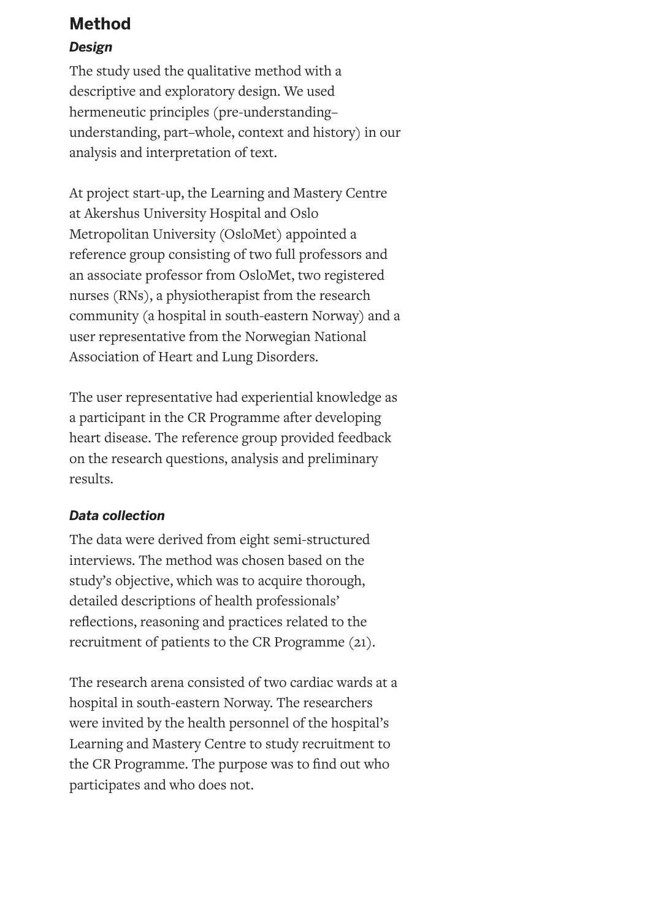## Method

### *Design*

The study used the qualitative method with a descriptive and exploratory design. We used hermeneutic principles (pre-understanding–understanding, part–whole, context and history) in our analysis and interpretation of text.

At project start-up, the Learning and Mastery Centre at Akershus University Hospital and Oslo Metropolitan University (OsloMet) appointed a reference group consisting of two full professors and an associate professor from OsloMet, two registered nurses (RNs), a physiotherapist from the research community (a hospital in south-eastern Norway) and a user representative from the Norwegian National Association of Heart and Lung Disorders.

The user representative had experiential knowledge as a participant in the CR Programme after developing heart disease. The reference group provided feedback on the research questions, analysis and preliminary results.

### *Data collection*

The data were derived from eight semi-structured interviews. The method was chosen based on the study's objective, which was to acquire thorough, detailed descriptions of health professionals' reflections, reasoning and practices related to the recruitment of patients to the CR Programme (21).

The research arena consisted of two cardiac wards at a hospital in south-eastern Norway. The researchers were invited by the health personnel of the hospital's Learning and Mastery Centre to study recruitment to the CR Programme. The purpose was to find out who participates and who does not.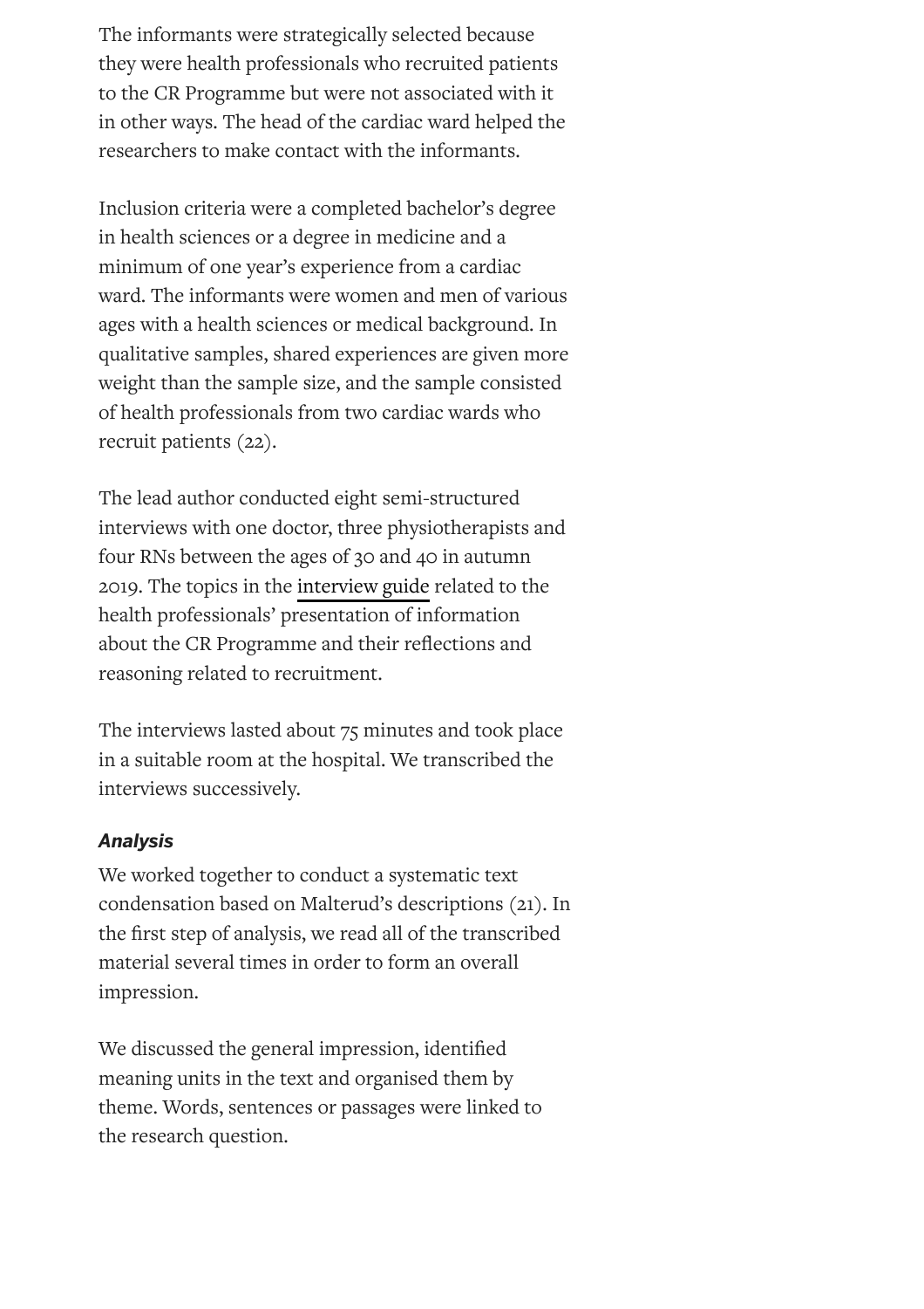The informants were strategically selected because they were health professionals who recruited patients to the CR Programme but were not associated with it in other ways. The head of the cardiac ward helped the researchers to make contact with the informants.

Inclusion criteria were a completed bachelor's degree in health sciences or a degree in medicine and a minimum of one year's experience from a cardiac ward. The informants were women and men of various ages with a health sciences or medical background. In qualitative samples, shared experiences are given more weight than the sample size, and the sample consisted of health professionals from two cardiac wards who recruit patients (22).

The lead author conducted eight semi-structured interviews with one doctor, three physiotherapists and four RNs between the ages of 30 and 40 in autumn 2019. The topics in the interview guide related to the health professionals' presentation of information about the CR Programme and their reflections and reasoning related to recruitment.

The interviews lasted about 75 minutes and took place in a suitable room at the hospital. We transcribed the interviews successively.

### *Analysis*

We worked together to conduct a systematic text condensation based on Malterud's descriptions (21). In the first step of analysis, we read all of the transcribed material several times in order to form an overall impression.

We discussed the general impression, identified meaning units in the text and organised them by theme. Words, sentences or passages were linked to the research question.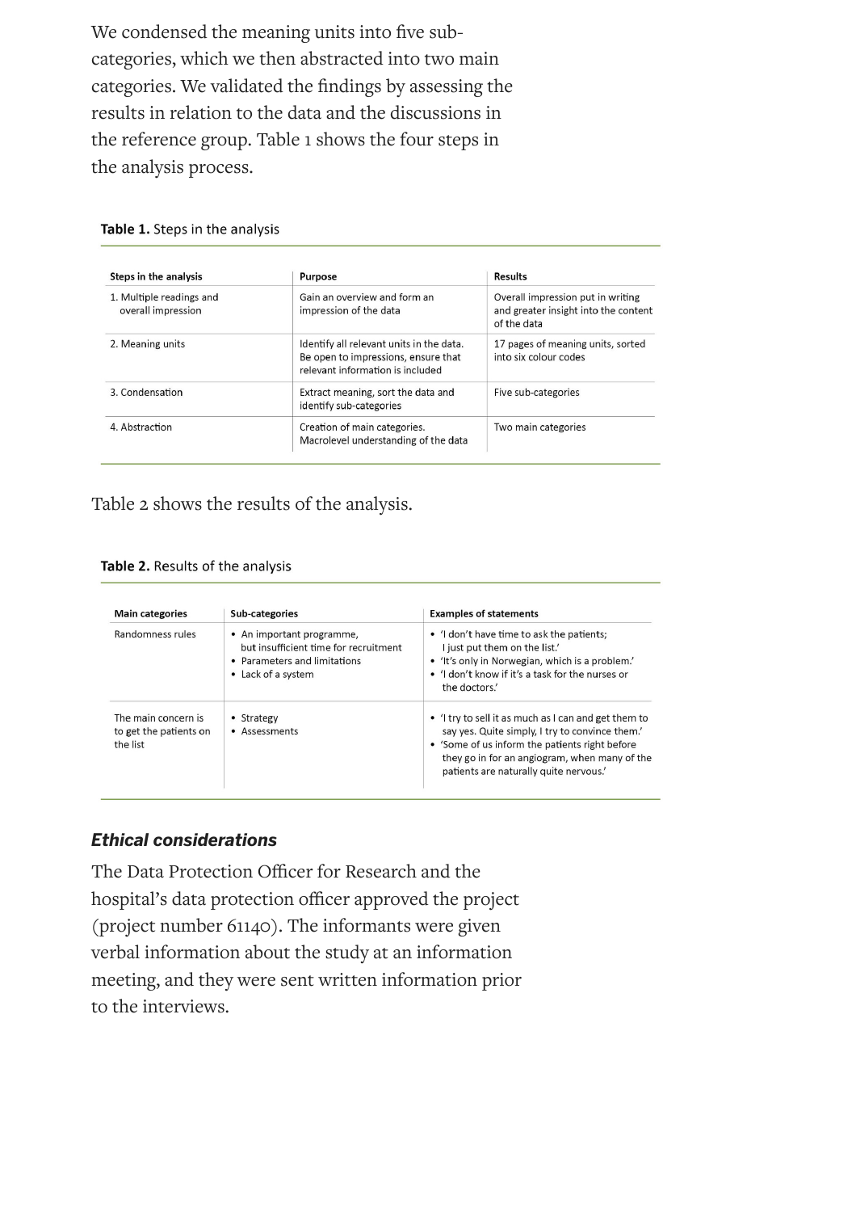We condensed the meaning units into five sub-categories, which we then abstracted into two main categories. We validated the findings by assessing the results in relation to the data and the discussions in the reference group. Table 1 shows the four steps in the analysis process.

**Table 1.** Steps in the analysis

| Steps in the analysis | Purpose | Results |
|---|---|---|
| 1. Multiple readings and overall impression | Gain an overview and form an impression of the data | Overall impression put in writing and greater insight into the content of the data |
| 2. Meaning units | Identify all relevant units in the data. Be open to impressions, ensure that relevant information is included | 17 pages of meaning units, sorted into six colour codes |
| 3. Condensation | Extract meaning, sort the data and identify sub-categories | Five sub-categories |
| 4. Abstraction | Creation of main categories. Macrolevel understanding of the data | Two main categories |

Table 2 shows the results of the analysis.

**Table 2.** Results of the analysis

| Main categories | Sub-categories | Examples of statements |
|---|---|---|
| Randomness rules | • An important programme, but insufficient time for recruitment<br>• Parameters and limitations<br>• Lack of a system | • 'I don't have time to ask the patients; I just put them on the list.'<br>• 'It's only in Norwegian, which is a problem.'<br>• 'I don't know if it's a task for the nurses or the doctors.' |
| The main concern is to get the patients on the list | • Strategy<br>• Assessments | • 'I try to sell it as much as I can and get them to say yes. Quite simply, I try to convince them.'<br>• 'Some of us inform the patients right before they go in for an angiogram, when many of the patients are naturally quite nervous.' |

### *Ethical considerations*

The Data Protection Officer for Research and the hospital's data protection officer approved the project (project number 61140). The informants were given verbal information about the study at an information meeting, and they were sent written information prior to the interviews.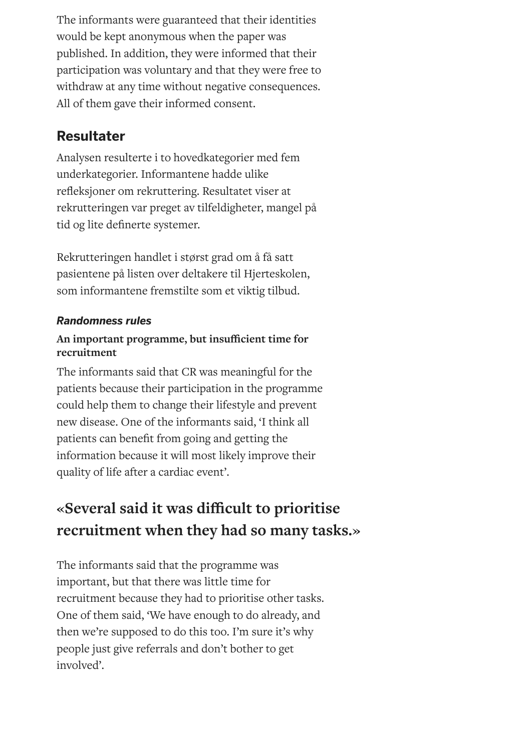The informants were guaranteed that their identities would be kept anonymous when the paper was published. In addition, they were informed that their participation was voluntary and that they were free to withdraw at any time without negative consequences. All of them gave their informed consent.

## Resultater

Analysen resulterte i to hovedkategorier med fem underkategorier. Informantene hadde ulike refleksjoner om rekruttering. Resultatet viser at rekrutteringen var preget av tilfeldigheter, mangel på tid og lite definerte systemer.

Rekrutteringen handlet i størst grad om å få satt pasientene på listen over deltakere til Hjerteskolen, som informantene fremstilte som et viktig tilbud.

### *Randomness rules*

#### An important programme, but insufficient time for recruitment

The informants said that CR was meaningful for the patients because their participation in the programme could help them to change their lifestyle and prevent new disease. One of the informants said, 'I think all patients can benefit from going and getting the information because it will most likely improve their quality of life after a cardiac event'.

> **«Several said it was difficult to prioritise recruitment when they had so many tasks.»**

The informants said that the programme was important, but that there was little time for recruitment because they had to prioritise other tasks. One of them said, 'We have enough to do already, and then we're supposed to do this too. I'm sure it's why people just give referrals and don't bother to get involved'.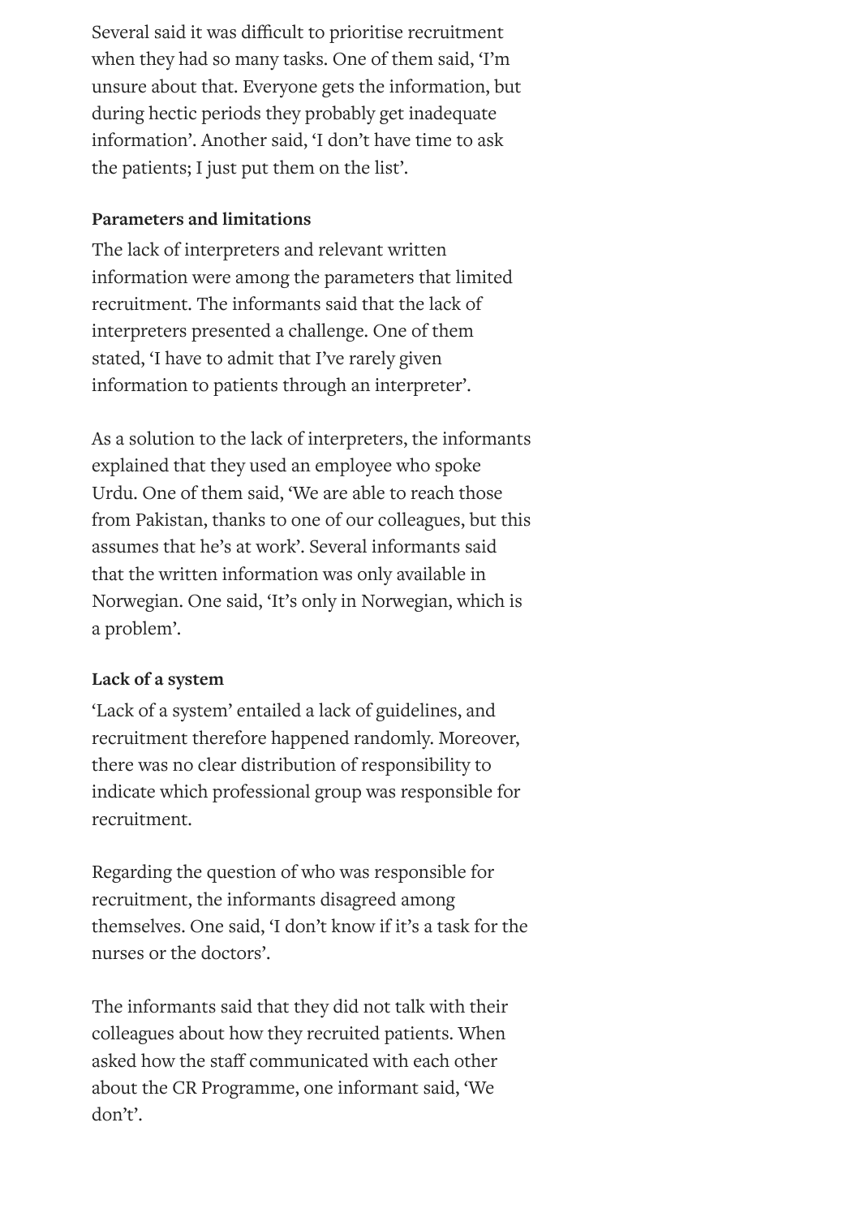Several said it was difficult to prioritise recruitment when they had so many tasks. One of them said, ‘I’m unsure about that. Everyone gets the information, but during hectic periods they probably get inadequate information’. Another said, ‘I don’t have time to ask the patients; I just put them on the list’.

**Parameters and limitations**

The lack of interpreters and relevant written information were among the parameters that limited recruitment. The informants said that the lack of interpreters presented a challenge. One of them stated, ‘I have to admit that I’ve rarely given information to patients through an interpreter’.

As a solution to the lack of interpreters, the informants explained that they used an employee who spoke Urdu. One of them said, ‘We are able to reach those from Pakistan, thanks to one of our colleagues, but this assumes that he’s at work’. Several informants said that the written information was only available in Norwegian. One said, ‘It’s only in Norwegian, which is a problem’.

**Lack of a system**

‘Lack of a system’ entailed a lack of guidelines, and recruitment therefore happened randomly. Moreover, there was no clear distribution of responsibility to indicate which professional group was responsible for recruitment.

Regarding the question of who was responsible for recruitment, the informants disagreed among themselves. One said, ‘I don’t know if it’s a task for the nurses or the doctors’.

The informants said that they did not talk with their colleagues about how they recruited patients. When asked how the staff communicated with each other about the CR Programme, one informant said, ‘We don’t’.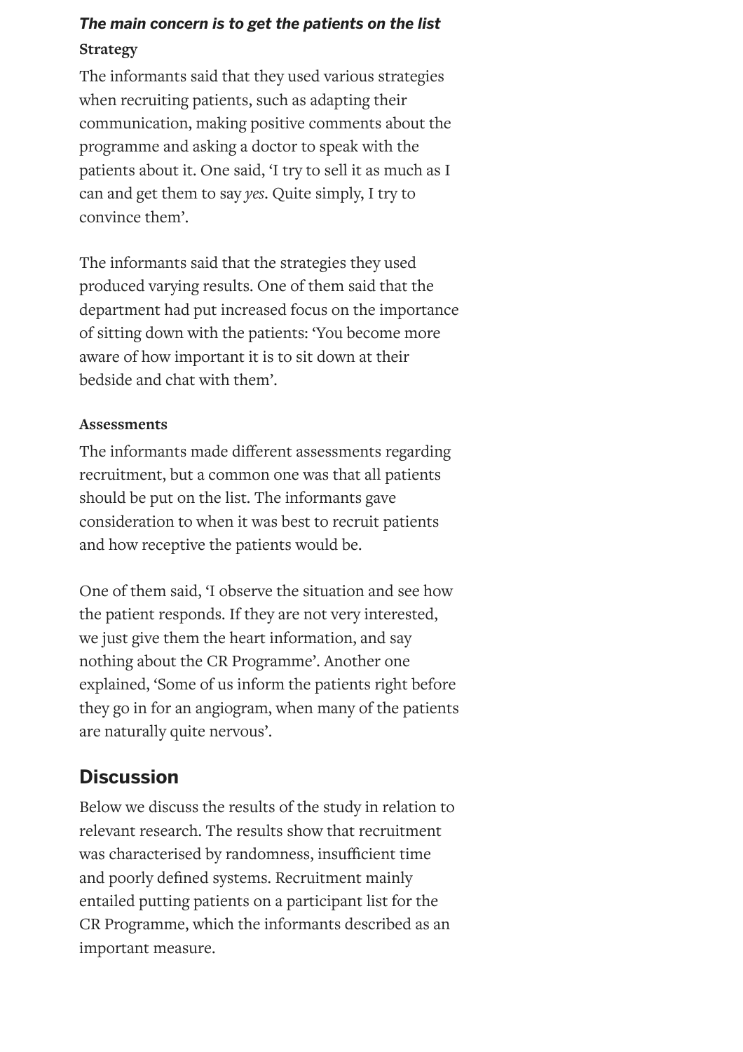***The main concern is to get the patients on the list***

**Strategy**

The informants said that they used various strategies when recruiting patients, such as adapting their communication, making positive comments about the programme and asking a doctor to speak with the patients about it. One said, 'I try to sell it as much as I can and get them to say *yes*. Quite simply, I try to convince them'.

The informants said that the strategies they used produced varying results. One of them said that the department had put increased focus on the importance of sitting down with the patients: 'You become more aware of how important it is to sit down at their bedside and chat with them'.

**Assessments**

The informants made different assessments regarding recruitment, but a common one was that all patients should be put on the list. The informants gave consideration to when it was best to recruit patients and how receptive the patients would be.

One of them said, 'I observe the situation and see how the patient responds. If they are not very interested, we just give them the heart information, and say nothing about the CR Programme'. Another one explained, 'Some of us inform the patients right before they go in for an angiogram, when many of the patients are naturally quite nervous'.

## Discussion

Below we discuss the results of the study in relation to relevant research. The results show that recruitment was characterised by randomness, insufficient time and poorly defined systems. Recruitment mainly entailed putting patients on a participant list for the CR Programme, which the informants described as an important measure.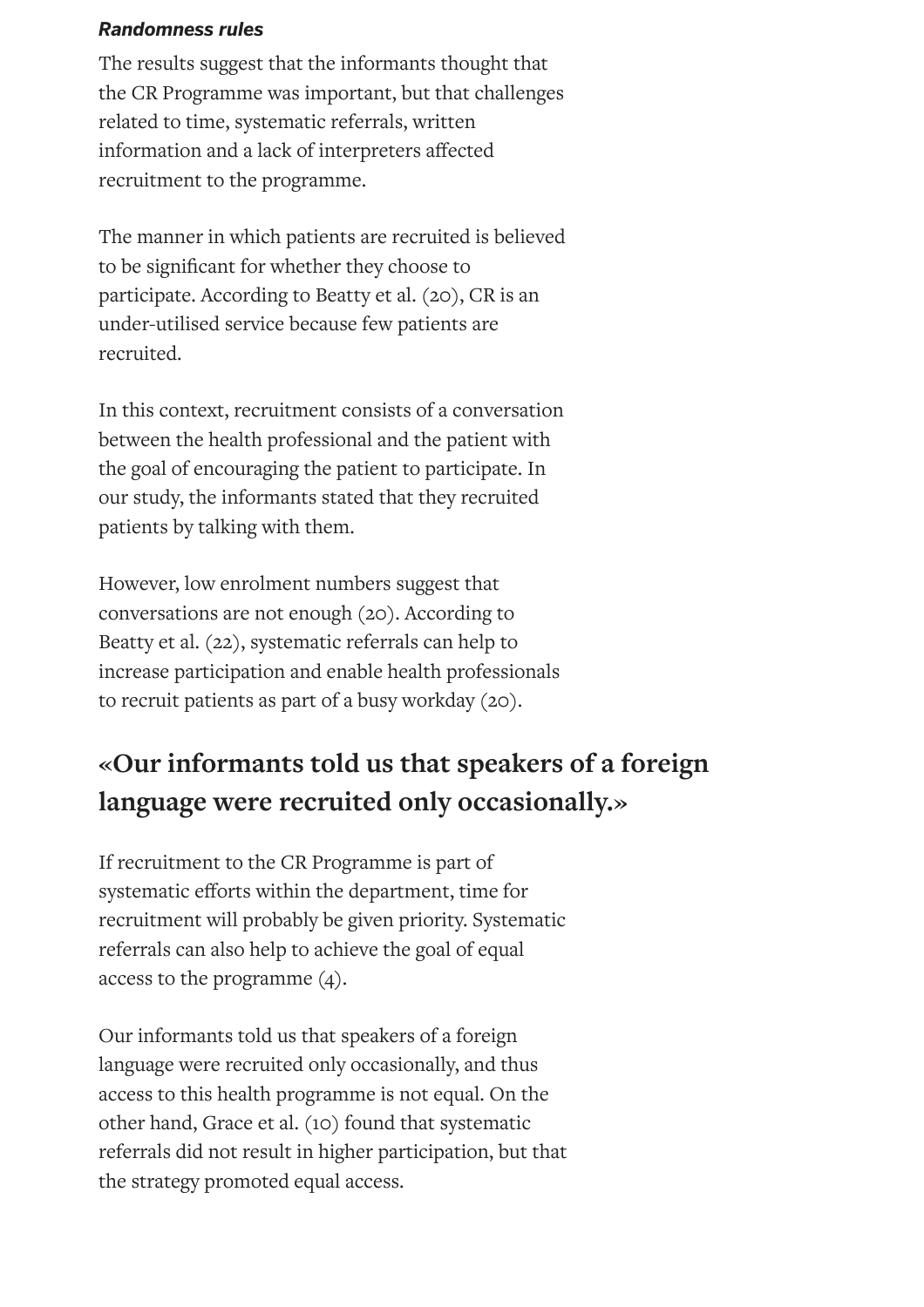***Randomness rules***

The results suggest that the informants thought that the CR Programme was important, but that challenges related to time, systematic referrals, written information and a lack of interpreters affected recruitment to the programme.

The manner in which patients are recruited is believed to be significant for whether they choose to participate. According to Beatty et al. (20), CR is an under-utilised service because few patients are recruited.

In this context, recruitment consists of a conversation between the health professional and the patient with the goal of encouraging the patient to participate. In our study, the informants stated that they recruited patients by talking with them.

However, low enrolment numbers suggest that conversations are not enough (20). According to Beatty et al. (22), systematic referrals can help to increase participation and enable health professionals to recruit patients as part of a busy workday (20).

**«Our informants told us that speakers of a foreign language were recruited only occasionally.»**

If recruitment to the CR Programme is part of systematic efforts within the department, time for recruitment will probably be given priority. Systematic referrals can also help to achieve the goal of equal access to the programme (4).

Our informants told us that speakers of a foreign language were recruited only occasionally, and thus access to this health programme is not equal. On the other hand, Grace et al. (10) found that systematic referrals did not result in higher participation, but that the strategy promoted equal access.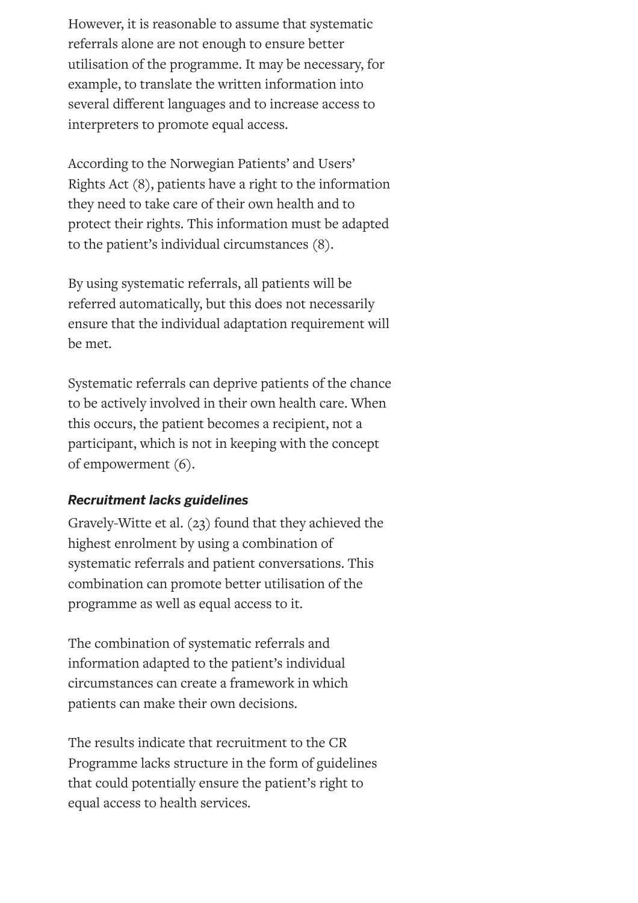However, it is reasonable to assume that systematic referrals alone are not enough to ensure better utilisation of the programme. It may be necessary, for example, to translate the written information into several different languages and to increase access to interpreters to promote equal access.

According to the Norwegian Patients' and Users' Rights Act (8), patients have a right to the information they need to take care of their own health and to protect their rights. This information must be adapted to the patient's individual circumstances (8).

By using systematic referrals, all patients will be referred automatically, but this does not necessarily ensure that the individual adaptation requirement will be met.

Systematic referrals can deprive patients of the chance to be actively involved in their own health care. When this occurs, the patient becomes a recipient, not a participant, which is not in keeping with the concept of empowerment (6).

### *Recruitment lacks guidelines*

Gravely-Witte et al. (23) found that they achieved the highest enrolment by using a combination of systematic referrals and patient conversations. This combination can promote better utilisation of the programme as well as equal access to it.

The combination of systematic referrals and information adapted to the patient's individual circumstances can create a framework in which patients can make their own decisions.

The results indicate that recruitment to the CR Programme lacks structure in the form of guidelines that could potentially ensure the patient's right to equal access to health services.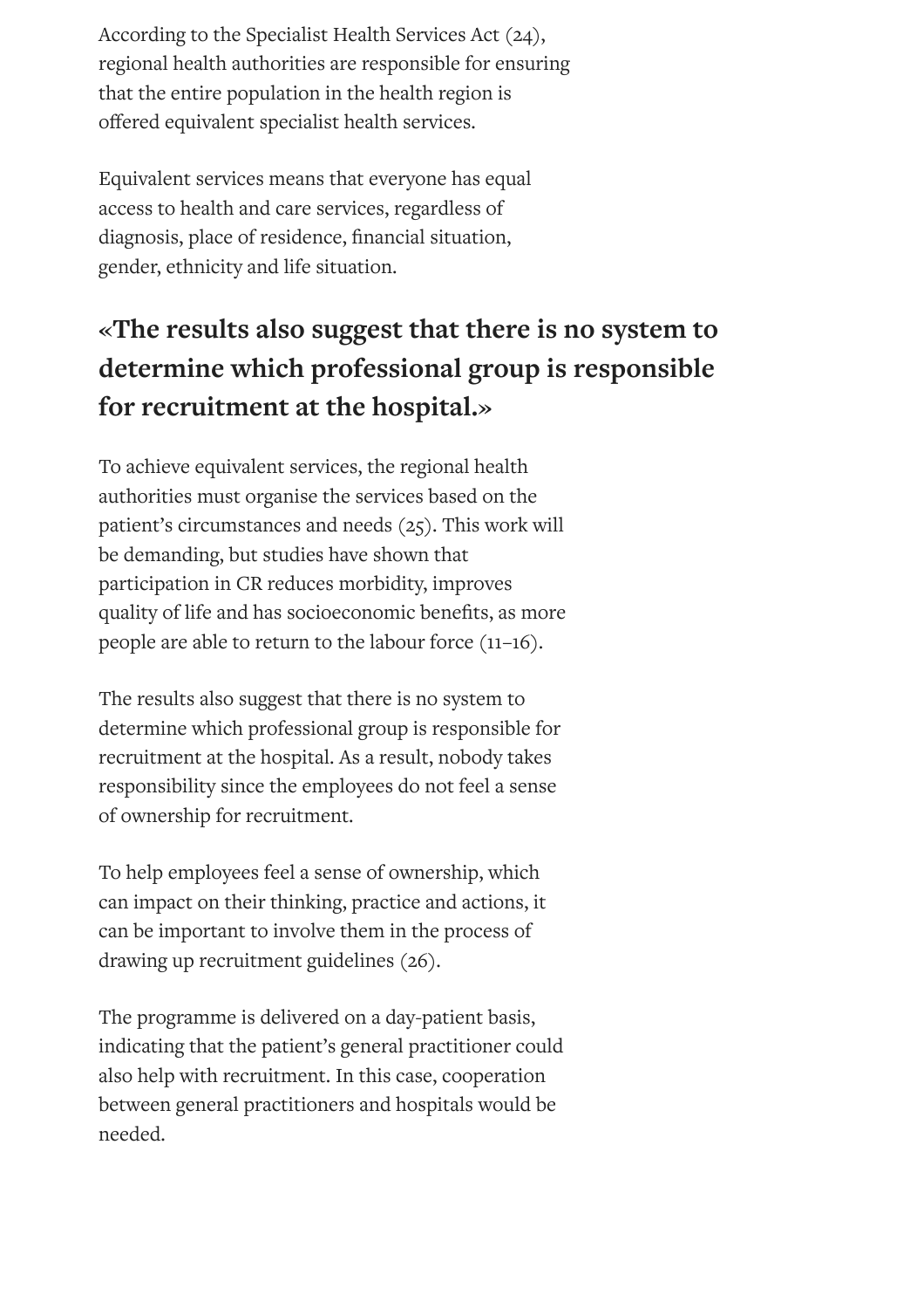According to the Specialist Health Services Act (24), regional health authorities are responsible for ensuring that the entire population in the health region is offered equivalent specialist health services.

Equivalent services means that everyone has equal access to health and care services, regardless of diagnosis, place of residence, financial situation, gender, ethnicity and life situation.

**«The results also suggest that there is no system to determine which professional group is responsible for recruitment at the hospital.»**

To achieve equivalent services, the regional health authorities must organise the services based on the patient's circumstances and needs (25). This work will be demanding, but studies have shown that participation in CR reduces morbidity, improves quality of life and has socioeconomic benefits, as more people are able to return to the labour force (11–16).

The results also suggest that there is no system to determine which professional group is responsible for recruitment at the hospital. As a result, nobody takes responsibility since the employees do not feel a sense of ownership for recruitment.

To help employees feel a sense of ownership, which can impact on their thinking, practice and actions, it can be important to involve them in the process of drawing up recruitment guidelines (26).

The programme is delivered on a day-patient basis, indicating that the patient's general practitioner could also help with recruitment. In this case, cooperation between general practitioners and hospitals would be needed.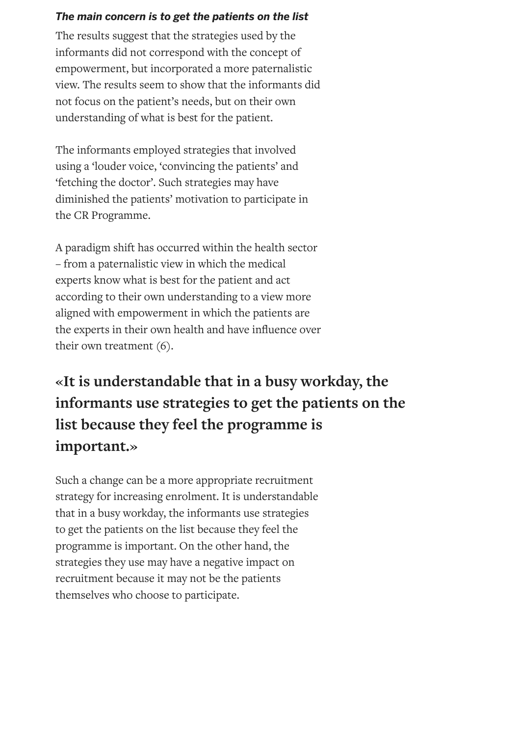***The main concern is to get the patients on the list***

The results suggest that the strategies used by the informants did not correspond with the concept of empowerment, but incorporated a more paternalistic view. The results seem to show that the informants did not focus on the patient's needs, but on their own understanding of what is best for the patient.

The informants employed strategies that involved using a 'louder voice, 'convincing the patients' and 'fetching the doctor'. Such strategies may have diminished the patients' motivation to participate in the CR Programme.

A paradigm shift has occurred within the health sector – from a paternalistic view in which the medical experts know what is best for the patient and act according to their own understanding to a view more aligned with empowerment in which the patients are the experts in their own health and have influence over their own treatment (6).

**«It is understandable that in a busy workday, the informants use strategies to get the patients on the list because they feel the programme is important.»**

Such a change can be a more appropriate recruitment strategy for increasing enrolment. It is understandable that in a busy workday, the informants use strategies to get the patients on the list because they feel the programme is important. On the other hand, the strategies they use may have a negative impact on recruitment because it may not be the patients themselves who choose to participate.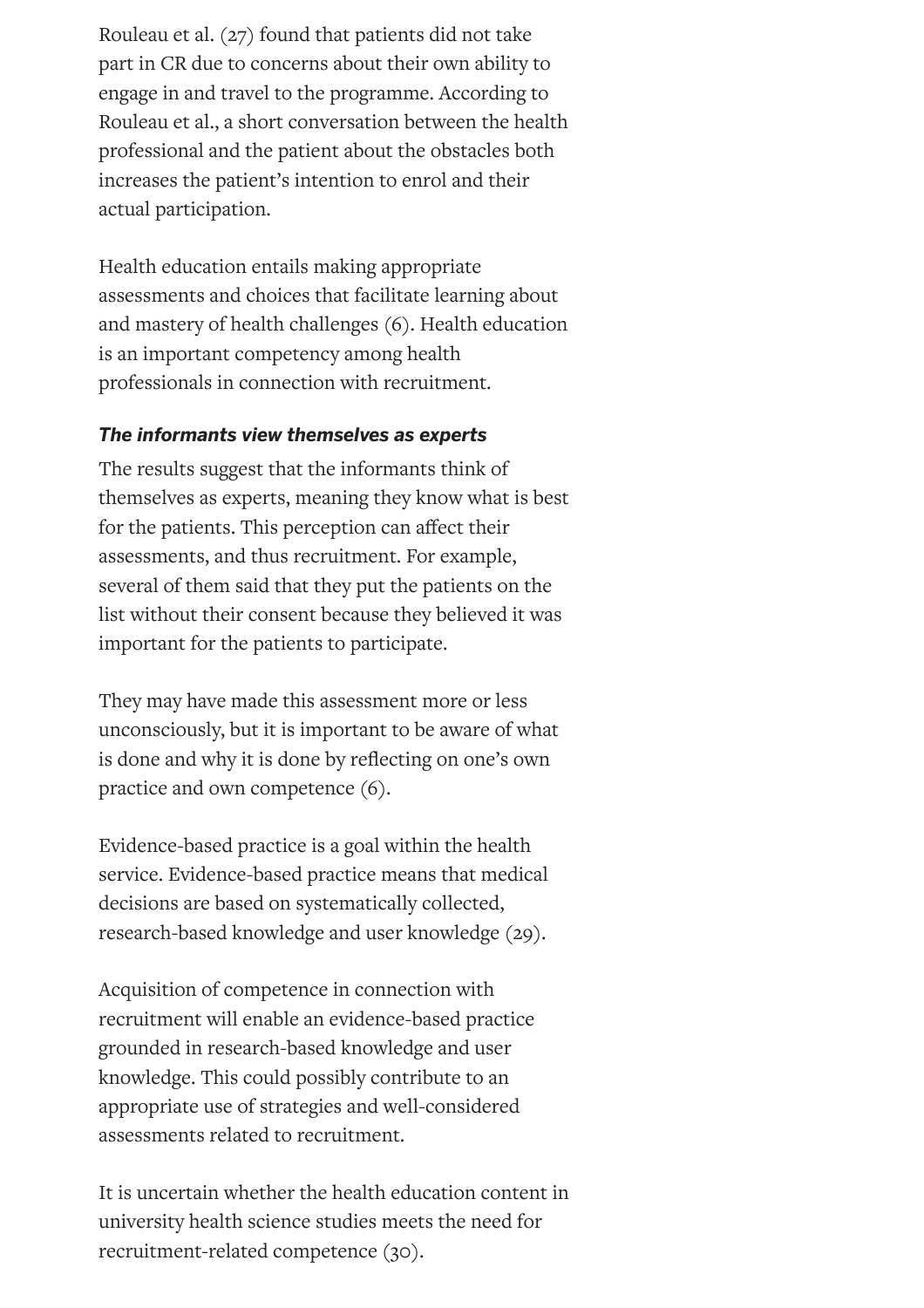Rouleau et al. (27) found that patients did not take part in CR due to concerns about their own ability to engage in and travel to the programme. According to Rouleau et al., a short conversation between the health professional and the patient about the obstacles both increases the patient's intention to enrol and their actual participation.

Health education entails making appropriate assessments and choices that facilitate learning about and mastery of health challenges (6). Health education is an important competency among health professionals in connection with recruitment.

### *The informants view themselves as experts*

The results suggest that the informants think of themselves as experts, meaning they know what is best for the patients. This perception can affect their assessments, and thus recruitment. For example, several of them said that they put the patients on the list without their consent because they believed it was important for the patients to participate.

They may have made this assessment more or less unconsciously, but it is important to be aware of what is done and why it is done by reflecting on one's own practice and own competence (6).

Evidence-based practice is a goal within the health service. Evidence-based practice means that medical decisions are based on systematically collected, research-based knowledge and user knowledge (29).

Acquisition of competence in connection with recruitment will enable an evidence-based practice grounded in research-based knowledge and user knowledge. This could possibly contribute to an appropriate use of strategies and well-considered assessments related to recruitment.

It is uncertain whether the health education content in university health science studies meets the need for recruitment-related competence (30).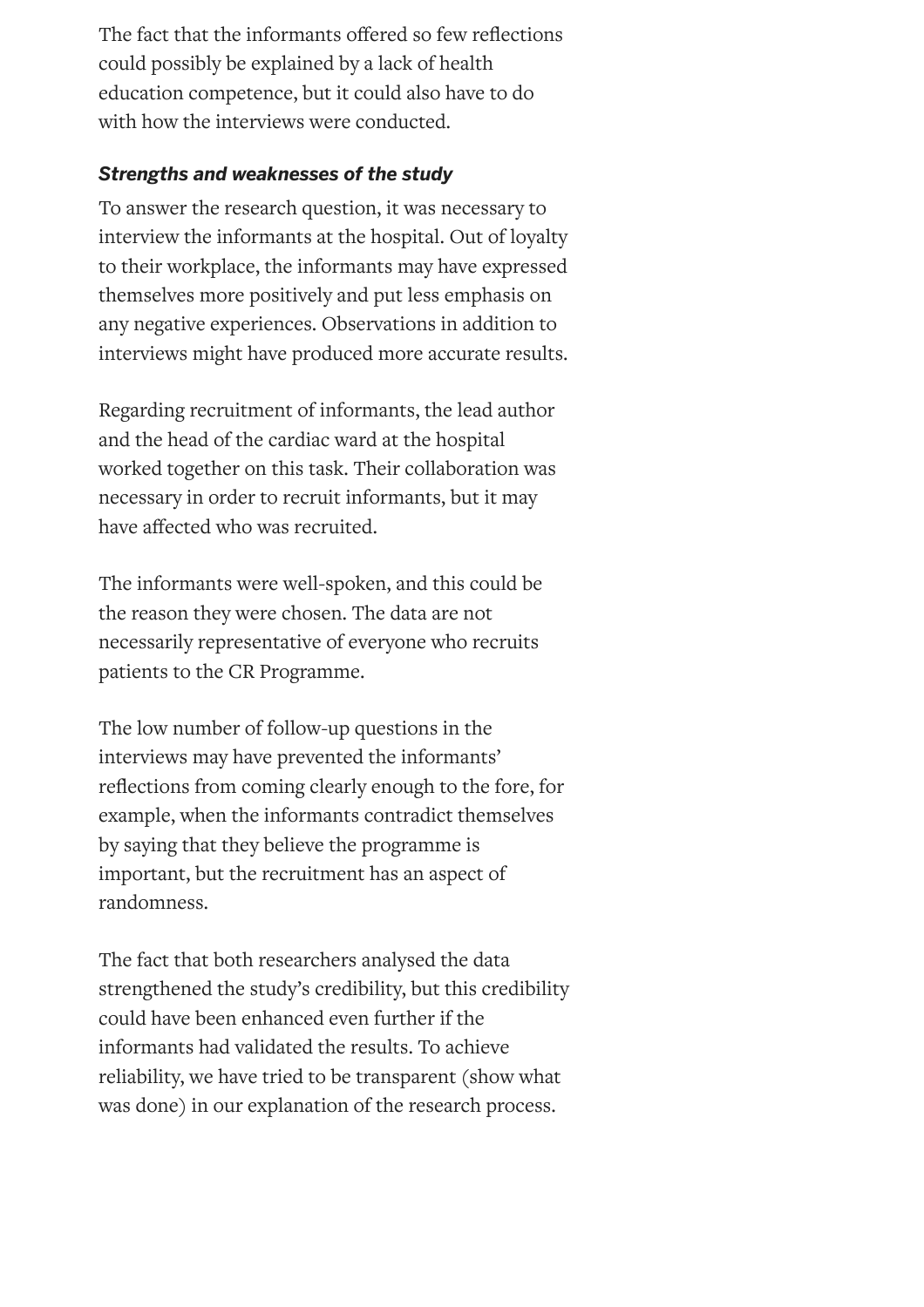The fact that the informants offered so few reflections could possibly be explained by a lack of health education competence, but it could also have to do with how the interviews were conducted.

### ***Strengths and weaknesses of the study***

To answer the research question, it was necessary to interview the informants at the hospital. Out of loyalty to their workplace, the informants may have expressed themselves more positively and put less emphasis on any negative experiences. Observations in addition to interviews might have produced more accurate results.

Regarding recruitment of informants, the lead author and the head of the cardiac ward at the hospital worked together on this task. Their collaboration was necessary in order to recruit informants, but it may have affected who was recruited.

The informants were well-spoken, and this could be the reason they were chosen. The data are not necessarily representative of everyone who recruits patients to the CR Programme.

The low number of follow-up questions in the interviews may have prevented the informants' reflections from coming clearly enough to the fore, for example, when the informants contradict themselves by saying that they believe the programme is important, but the recruitment has an aspect of randomness.

The fact that both researchers analysed the data strengthened the study's credibility, but this credibility could have been enhanced even further if the informants had validated the results. To achieve reliability, we have tried to be transparent (show what was done) in our explanation of the research process.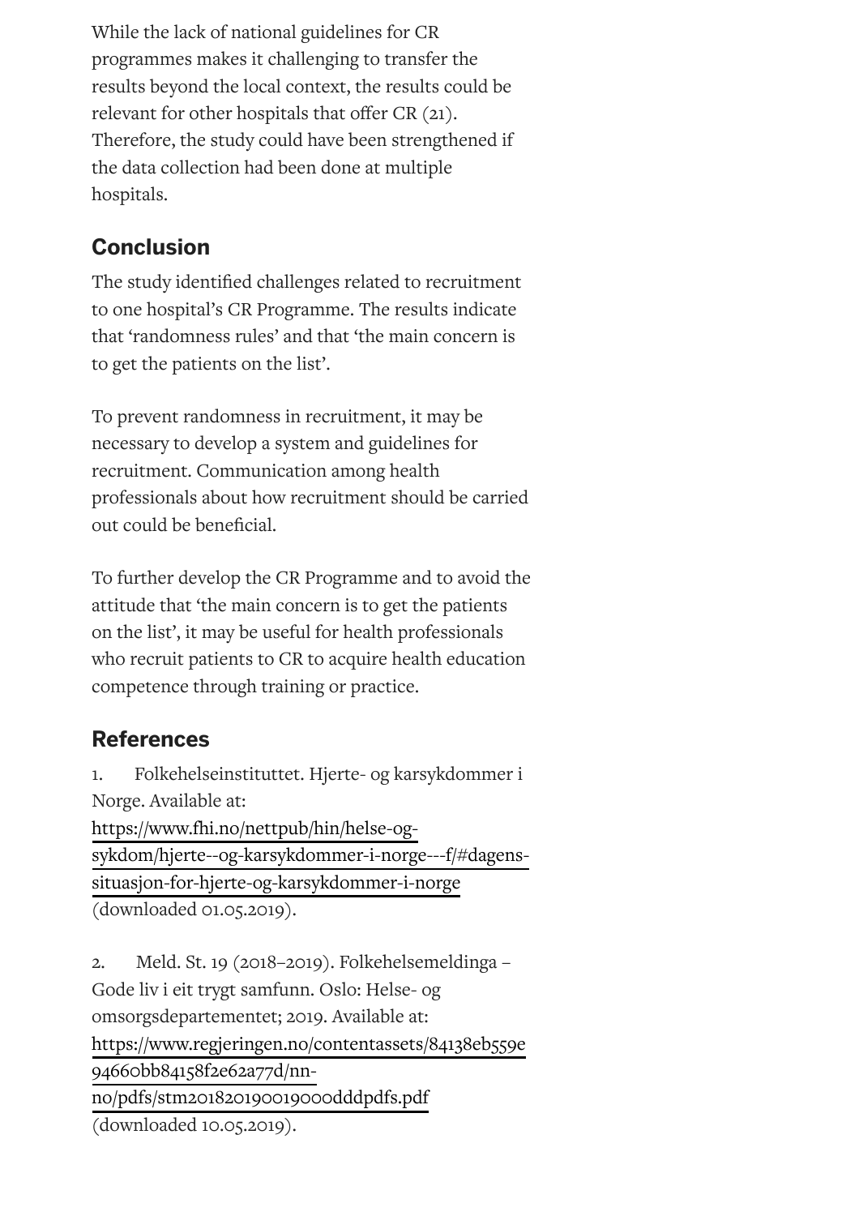While the lack of national guidelines for CR programmes makes it challenging to transfer the results beyond the local context, the results could be relevant for other hospitals that offer CR (21). Therefore, the study could have been strengthened if the data collection had been done at multiple hospitals.

## Conclusion

The study identified challenges related to recruitment to one hospital's CR Programme. The results indicate that 'randomness rules' and that 'the main concern is to get the patients on the list'.

To prevent randomness in recruitment, it may be necessary to develop a system and guidelines for recruitment. Communication among health professionals about how recruitment should be carried out could be beneficial.

To further develop the CR Programme and to avoid the attitude that 'the main concern is to get the patients on the list', it may be useful for health professionals who recruit patients to CR to acquire health education competence through training or practice.

## References

1. Folkehelseinstituttet. Hjerte- og karsykdommer i Norge. Available at: https://www.fhi.no/nettpub/hin/helse-og-sykdom/hjerte--og-karsykdommer-i-norge---f/#dagens-situasjon-for-hjerte-og-karsykdommer-i-norge (downloaded 01.05.2019).

2. Meld. St. 19 (2018–2019). Folkehelsemeldinga – Gode liv i eit trygt samfunn. Oslo: Helse- og omsorgsdepartementet; 2019. Available at: https://www.regjeringen.no/contentassets/84138eb559e94660bb84158f2e62a77d/nn-no/pdfs/stm201820190019000dddpdfs.pdf (downloaded 10.05.2019).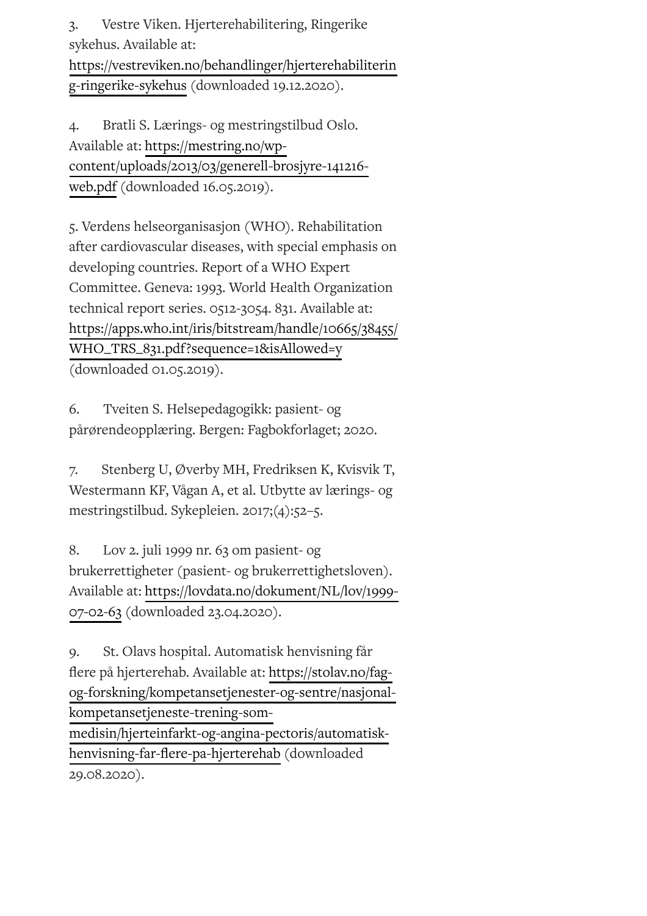3. Vestre Viken. Hjerterehabilitering, Ringerike sykehus. Available at: https://vestreviken.no/behandlinger/hjerterehabilitering-ringerike-sykehus (downloaded 19.12.2020).

4. Bratli S. Lærings- og mestringstilbud Oslo. Available at: https://mestring.no/wp-content/uploads/2013/03/generell-brosjyre-141216-web.pdf (downloaded 16.05.2019).

5. Verdens helseorganisasjon (WHO). Rehabilitation after cardiovascular diseases, with special emphasis on developing countries. Report of a WHO Expert Committee. Geneva: 1993. World Health Organization technical report series. 0512-3054. 831. Available at: https://apps.who.int/iris/bitstream/handle/10665/38455/WHO_TRS_831.pdf?sequence=1&isAllowed=y (downloaded 01.05.2019).

6. Tveiten S. Helsepedagogikk: pasient- og pårørendeopplæring. Bergen: Fagbokforlaget; 2020.

7. Stenberg U, Øverby MH, Fredriksen K, Kvisvik T, Westermann KF, Vågan A, et al. Utbytte av lærings- og mestringstilbud. Sykepleien. 2017;(4):52–5.

8. Lov 2. juli 1999 nr. 63 om pasient- og brukerrettigheter (pasient- og brukerrettighetsloven). Available at: https://lovdata.no/dokument/NL/lov/1999-07-02-63 (downloaded 23.04.2020).

9. St. Olavs hospital. Automatisk henvisning får flere på hjerterehab. Available at: https://stolav.no/fag-og-forskning/kompetansetjenester-og-sentre/nasjonal-kompetansetjeneste-trening-som-medisin/hjerteinfarkt-og-angina-pectoris/automatisk-henvisning-far-flere-pa-hjerterehab (downloaded 29.08.2020).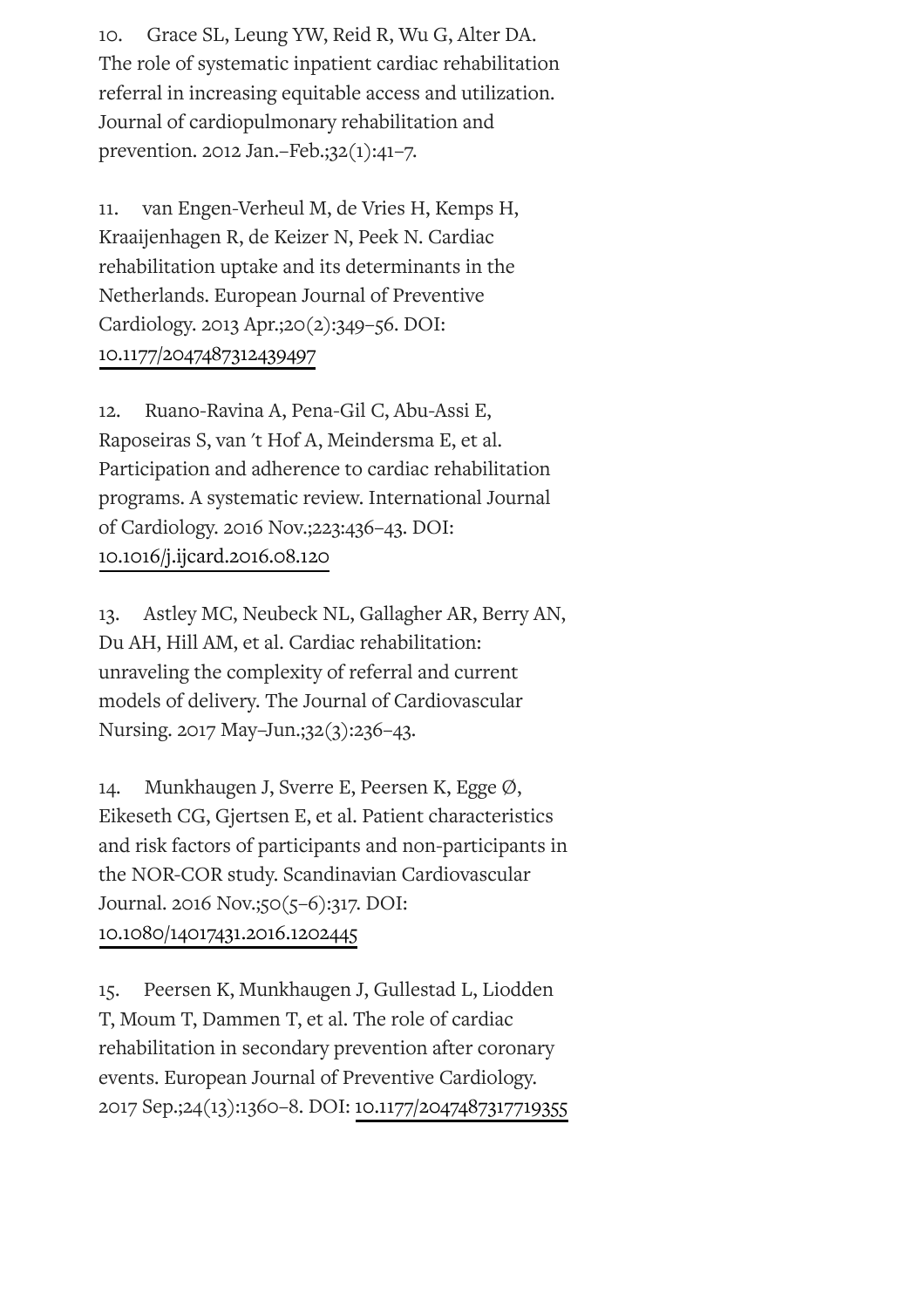10. Grace SL, Leung YW, Reid R, Wu G, Alter DA. The role of systematic inpatient cardiac rehabilitation referral in increasing equitable access and utilization. Journal of cardiopulmonary rehabilitation and prevention. 2012 Jan.–Feb.;32(1):41–7.

11. van Engen-Verheul M, de Vries H, Kemps H, Kraaijenhagen R, de Keizer N, Peek N. Cardiac rehabilitation uptake and its determinants in the Netherlands. European Journal of Preventive Cardiology. 2013 Apr.;20(2):349–56. DOI: 10.1177/2047487312439497

12. Ruano-Ravina A, Pena-Gil C, Abu-Assi E, Raposeiras S, van ′t Hof A, Meindersma E, et al. Participation and adherence to cardiac rehabilitation programs. A systematic review. International Journal of Cardiology. 2016 Nov.;223:436–43. DOI: 10.1016/j.ijcard.2016.08.120

13. Astley MC, Neubeck NL, Gallagher AR, Berry AN, Du AH, Hill AM, et al. Cardiac rehabilitation: unraveling the complexity of referral and current models of delivery. The Journal of Cardiovascular Nursing. 2017 May–Jun.;32(3):236–43.

14. Munkhaugen J, Sverre E, Peersen K, Egge Ø, Eikeseth CG, Gjertsen E, et al. Patient characteristics and risk factors of participants and non-participants in the NOR-COR study. Scandinavian Cardiovascular Journal. 2016 Nov.;50(5–6):317. DOI: 10.1080/14017431.2016.1202445

15. Peersen K, Munkhaugen J, Gullestad L, Liodden T, Moum T, Dammen T, et al. The role of cardiac rehabilitation in secondary prevention after coronary events. European Journal of Preventive Cardiology. 2017 Sep.;24(13):1360–8. DOI: 10.1177/2047487317719355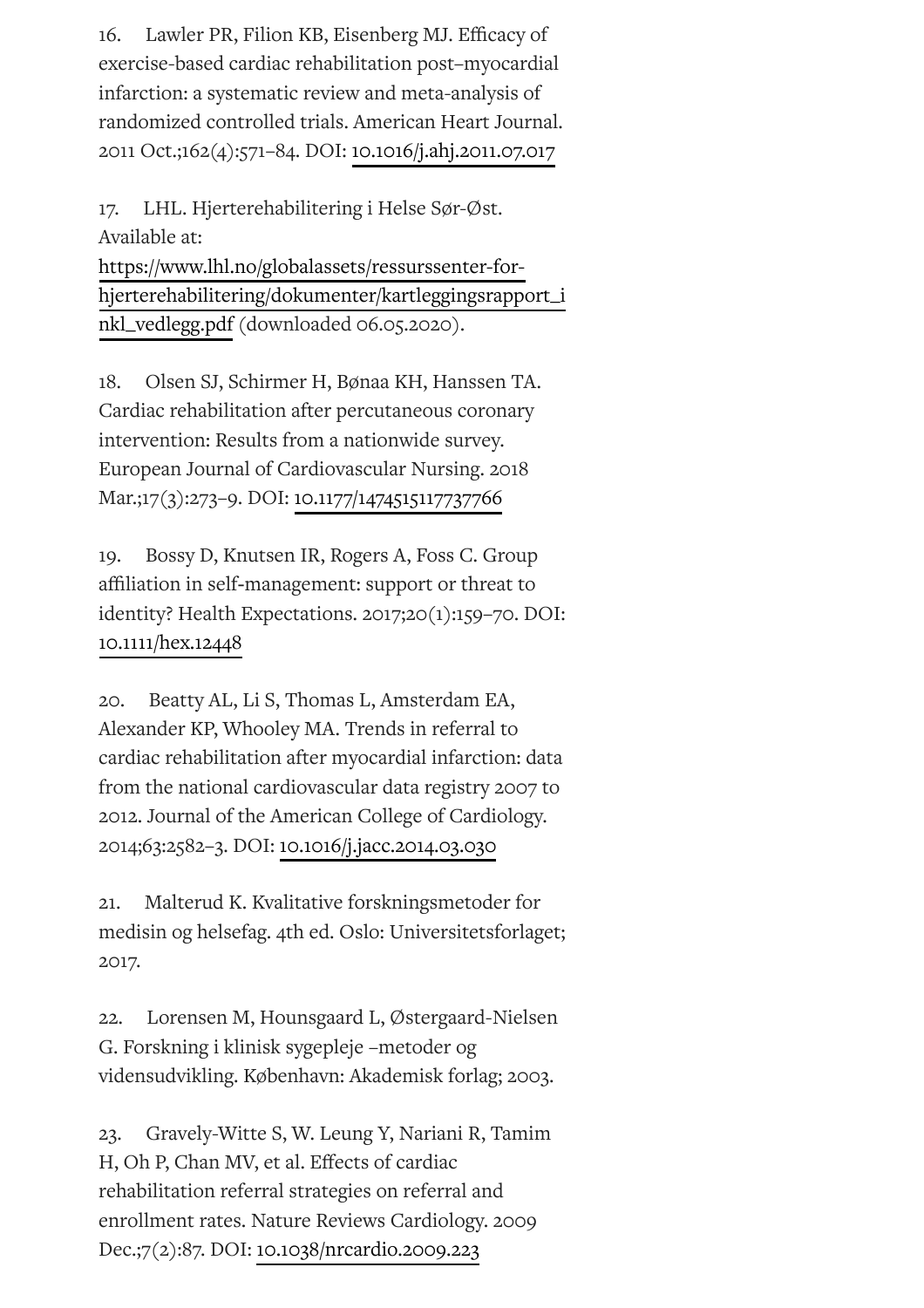16. Lawler PR, Filion KB, Eisenberg MJ. Efficacy of exercise-based cardiac rehabilitation post–myocardial infarction: a systematic review and meta-analysis of randomized controlled trials. American Heart Journal. 2011 Oct.;162(4):571–84. DOI: 10.1016/j.ahj.2011.07.017

17. LHL. Hjerterehabilitering i Helse Sør-Øst. Available at: https://www.lhl.no/globalassets/ressurssenter-for-hjerterehabilitering/dokumenter/kartleggingsrapport_inkl_vedlegg.pdf (downloaded 06.05.2020).

18. Olsen SJ, Schirmer H, Bønaa KH, Hanssen TA. Cardiac rehabilitation after percutaneous coronary intervention: Results from a nationwide survey. European Journal of Cardiovascular Nursing. 2018 Mar.;17(3):273–9. DOI: 10.1177/1474515117737766

19. Bossy D, Knutsen IR, Rogers A, Foss C. Group affiliation in self-management: support or threat to identity? Health Expectations. 2017;20(1):159–70. DOI: 10.1111/hex.12448

20. Beatty AL, Li S, Thomas L, Amsterdam EA, Alexander KP, Whooley MA. Trends in referral to cardiac rehabilitation after myocardial infarction: data from the national cardiovascular data registry 2007 to 2012. Journal of the American College of Cardiology. 2014;63:2582–3. DOI: 10.1016/j.jacc.2014.03.030

21. Malterud K. Kvalitative forskningsmetoder for medisin og helsefag. 4th ed. Oslo: Universitetsforlaget; 2017.

22. Lorensen M, Hounsgaard L, Østergaard-Nielsen G. Forskning i klinisk sygepleje –metoder og vidensudvikling. København: Akademisk forlag; 2003.

23. Gravely-Witte S, W. Leung Y, Nariani R, Tamim H, Oh P, Chan MV, et al. Effects of cardiac rehabilitation referral strategies on referral and enrollment rates. Nature Reviews Cardiology. 2009 Dec.;7(2):87. DOI: 10.1038/nrcardio.2009.223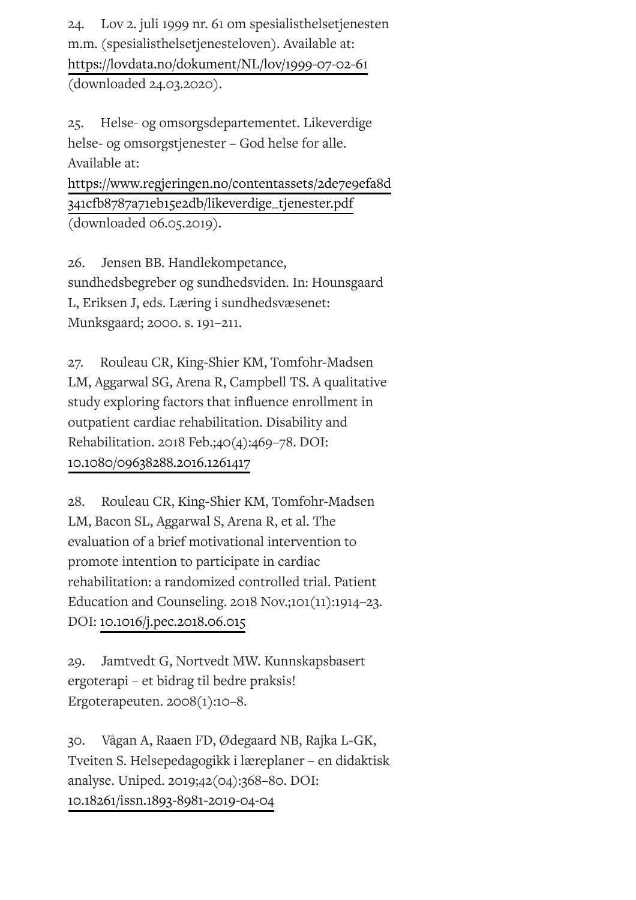24. Lov 2. juli 1999 nr. 61 om spesialisthelsetjenesten m.m. (spesialisthelsetjenesteloven). Available at: https://lovdata.no/dokument/NL/lov/1999-07-02-61 (downloaded 24.03.2020).

25. Helse- og omsorgsdepartementet. Likeverdige helse- og omsorgstjenester – God helse for alle. Available at: https://www.regjeringen.no/contentassets/2de7e9efa8d341cfb8787a71eb15e2db/likeverdige_tjenester.pdf (downloaded 06.05.2019).

26. Jensen BB. Handlekompetance, sundhedsbegreber og sundhedsviden. In: Hounsgaard L, Eriksen J, eds. Læring i sundhedsvæsenet: Munksgaard; 2000. s. 191–211.

27. Rouleau CR, King-Shier KM, Tomfohr-Madsen LM, Aggarwal SG, Arena R, Campbell TS. A qualitative study exploring factors that influence enrollment in outpatient cardiac rehabilitation. Disability and Rehabilitation. 2018 Feb.;40(4):469–78. DOI: 10.1080/09638288.2016.1261417

28. Rouleau CR, King-Shier KM, Tomfohr-Madsen LM, Bacon SL, Aggarwal S, Arena R, et al. The evaluation of a brief motivational intervention to promote intention to participate in cardiac rehabilitation: a randomized controlled trial. Patient Education and Counseling. 2018 Nov.;101(11):1914–23. DOI: 10.1016/j.pec.2018.06.015

29. Jamtvedt G, Nortvedt MW. Kunnskapsbasert ergoterapi – et bidrag til bedre praksis! Ergoterapeuten. 2008(1):10–8.

30. Vågan A, Raaen FD, Ødegaard NB, Rajka L-GK, Tveiten S. Helsepedagogikk i læreplaner – en didaktisk analyse. Uniped. 2019;42(04):368–80. DOI: 10.18261/issn.1893-8981-2019-04-04